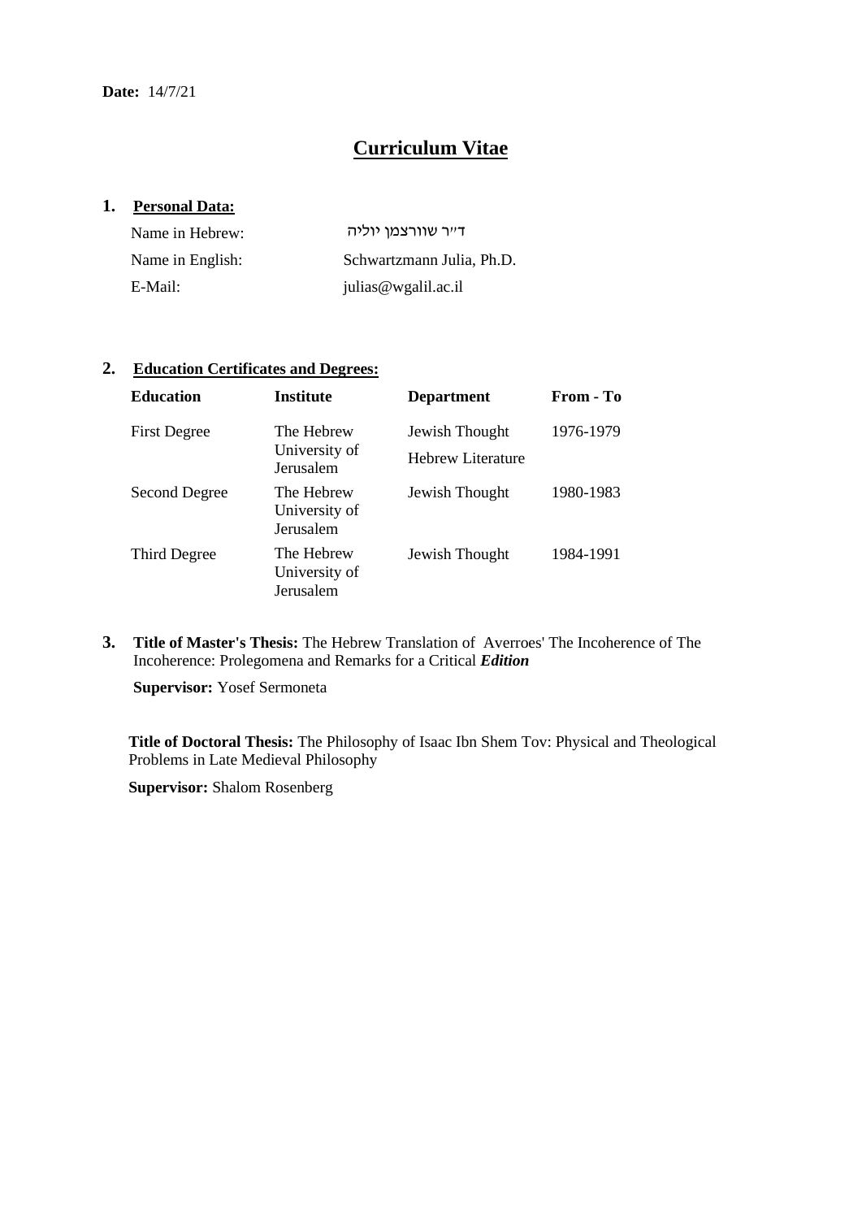**Date:** 14/7/21

# Curriculum Vitae

## 1. Personal Data:

| | |
|---|---|
| Name in Hebrew: | ד״ר שוורצמן יוליה |
| Name in English: | Schwartzmann Julia, Ph.D. |
| E-Mail: | julias@wgalil.ac.il |

## 2. Education Certificates and Degrees:

| Education | Institute | Department | From - To |
|---|---|---|---|
| First Degree | The Hebrew University of Jerusalem | Jewish Thought<br>Hebrew Literature | 1976-1979 |
| Second Degree | The Hebrew University of Jerusalem | Jewish Thought | 1980-1983 |
| Third Degree | The Hebrew University of Jerusalem | Jewish Thought | 1984-1991 |

## 3. Title of Master's Thesis:

The Hebrew Translation of Averroes' The Incoherence of The Incoherence: Prolegomena and Remarks for a Critical ***Edition***

**Supervisor:** Yosef Sermoneta

**Title of Doctoral Thesis:** The Philosophy of Isaac Ibn Shem Tov: Physical and Theological Problems in Late Medieval Philosophy

**Supervisor:** Shalom Rosenberg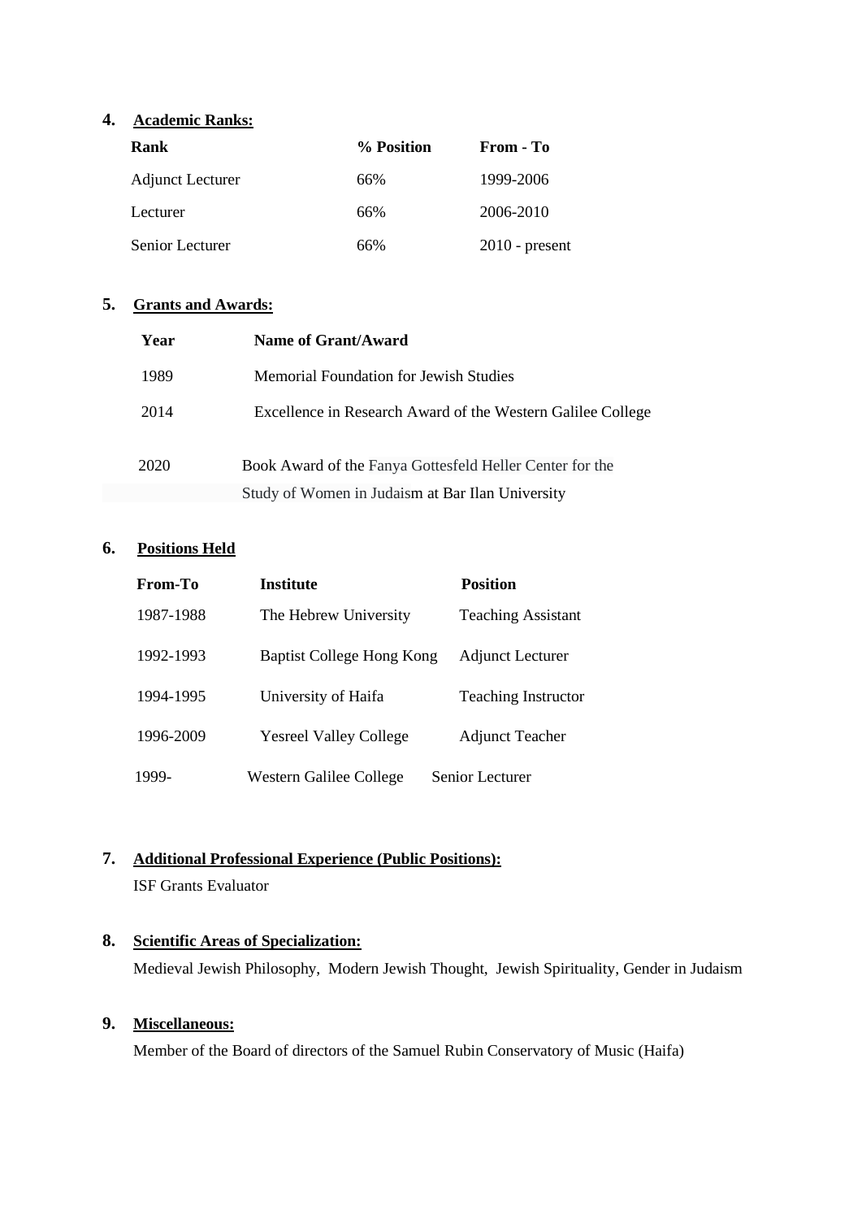4. **Academic Ranks:**

| Rank | % Position | From - To |
|---|---|---|
| Adjunct Lecturer | 66% | 1999-2006 |
| Lecturer | 66% | 2006-2010 |
| Senior Lecturer | 66% | 2010 - present |

5. **Grants and Awards:**

| Year | Name of Grant/Award |
|---|---|
| 1989 | Memorial Foundation for Jewish Studies |
| 2014 | Excellence in Research Award of the Western Galilee College |
| 2020 | Book Award of the Fanya Gottesfeld Heller Center for the Study of Women in Judaism at Bar Ilan University |

6. **Positions Held**

| From-To | Institute | Position |
|---|---|---|
| 1987-1988 | The Hebrew University | Teaching Assistant |
| 1992-1993 | Baptist College Hong Kong | Adjunct Lecturer |
| 1994-1995 | University of Haifa | Teaching Instructor |
| 1996-2009 | Yesreel Valley College | Adjunct Teacher |
| 1999- | Western Galilee College | Senior Lecturer |

7. **Additional Professional Experience (Public Positions):**

   ISF Grants Evaluator

8. **Scientific Areas of Specialization:**

   Medieval Jewish Philosophy, Modern Jewish Thought, Jewish Spirituality, Gender in Judaism

9. **Miscellaneous:**

   Member of the Board of directors of the Samuel Rubin Conservatory of Music (Haifa)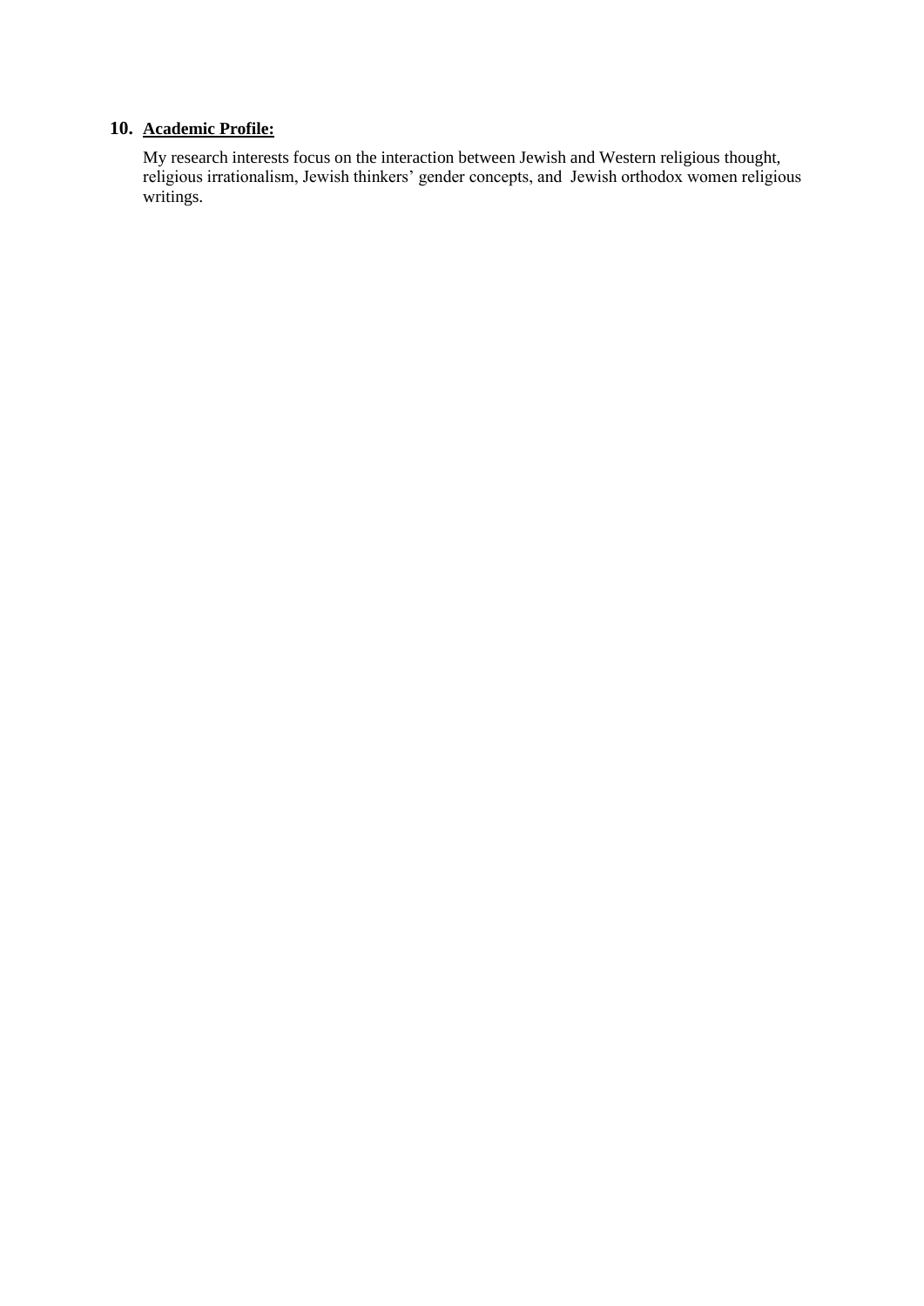## 10. **Academic Profile:**

My research interests focus on the interaction between Jewish and Western religious thought, religious irrationalism, Jewish thinkers' gender concepts, and Jewish orthodox women religious writings.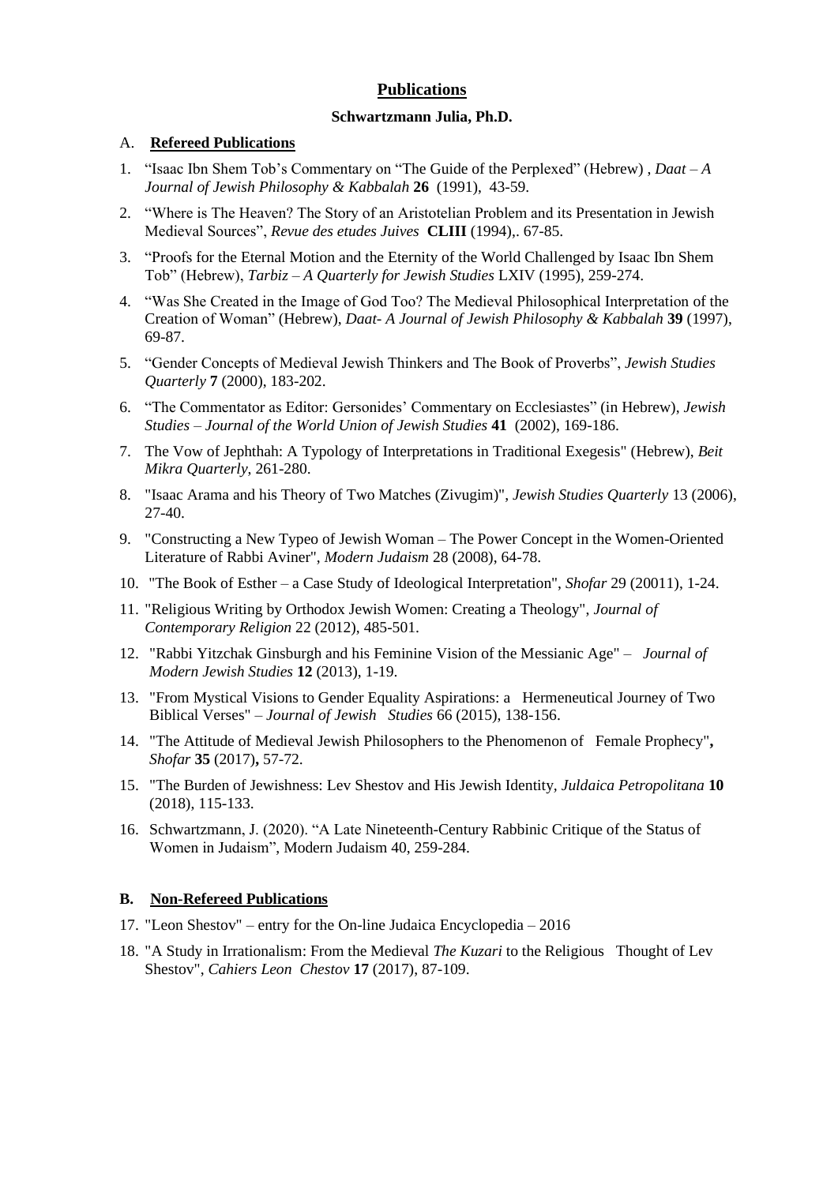# Publications

**Schwartzmann Julia, Ph.D.**

## A. Refereed Publications

1. "Isaac Ibn Shem Tob's Commentary on "The Guide of the Perplexed" (Hebrew) , *Daat – A Journal of Jewish Philosophy & Kabbalah* **26** (1991), 43-59.
2. "Where is The Heaven? The Story of an Aristotelian Problem and its Presentation in Jewish Medieval Sources", *Revue des etudes Juives* **CLIII** (1994),. 67-85.
3. "Proofs for the Eternal Motion and the Eternity of the World Challenged by Isaac Ibn Shem Tob" (Hebrew), *Tarbiz – A Quarterly for Jewish Studies* LXIV (1995), 259-274.
4. "Was She Created in the Image of God Too? The Medieval Philosophical Interpretation of the Creation of Woman" (Hebrew), *Daat- A Journal of Jewish Philosophy & Kabbalah* **39** (1997), 69-87.
5. "Gender Concepts of Medieval Jewish Thinkers and The Book of Proverbs", *Jewish Studies Quarterly* **7** (2000), 183-202.
6. "The Commentator as Editor: Gersonides' Commentary on Ecclesiastes" (in Hebrew), *Jewish Studies – Journal of the World Union of Jewish Studies* **41** (2002), 169-186.
7. The Vow of Jephthah: A Typology of Interpretations in Traditional Exegesis" (Hebrew), *Beit Mikra Quarterly*, 261-280.
8. "Isaac Arama and his Theory of Two Matches (Zivugim)", *Jewish Studies Quarterly* 13 (2006), 27-40.
9. "Constructing a New Typeo of Jewish Woman – The Power Concept in the Women-Oriented Literature of Rabbi Aviner", *Modern Judaism* 28 (2008), 64-78.
10. "The Book of Esther – a Case Study of Ideological Interpretation", *Shofar* 29 (20011), 1-24.
11. "Religious Writing by Orthodox Jewish Women: Creating a Theology", *Journal of Contemporary Religion* 22 (2012), 485-501.
12. "Rabbi Yitzchak Ginsburgh and his Feminine Vision of the Messianic Age" – *Journal of Modern Jewish Studies* **12** (2013), 1-19.
13. "From Mystical Visions to Gender Equality Aspirations: a Hermeneutical Journey of Two Biblical Verses" – *Journal of Jewish Studies* 66 (2015), 138-156.
14. "The Attitude of Medieval Jewish Philosophers to the Phenomenon of Female Prophecy"**,** *Shofar* **35** (2017)**,** 57-72.
15. "The Burden of Jewishness: Lev Shestov and His Jewish Identity, *Juldaica Petropolitana* **10** (2018), 115-133.
16. Schwartzmann, J. (2020). "A Late Nineteenth-Century Rabbinic Critique of the Status of Women in Judaism", Modern Judaism 40, 259-284.

## B. Non-Refereed Publications

17. "Leon Shestov" – entry for the On-line Judaica Encyclopedia – 2016
18. "A Study in Irrationalism: From the Medieval *The Kuzari* to the Religious Thought of Lev Shestov", *Cahiers Leon Chestov* **17** (2017), 87-109.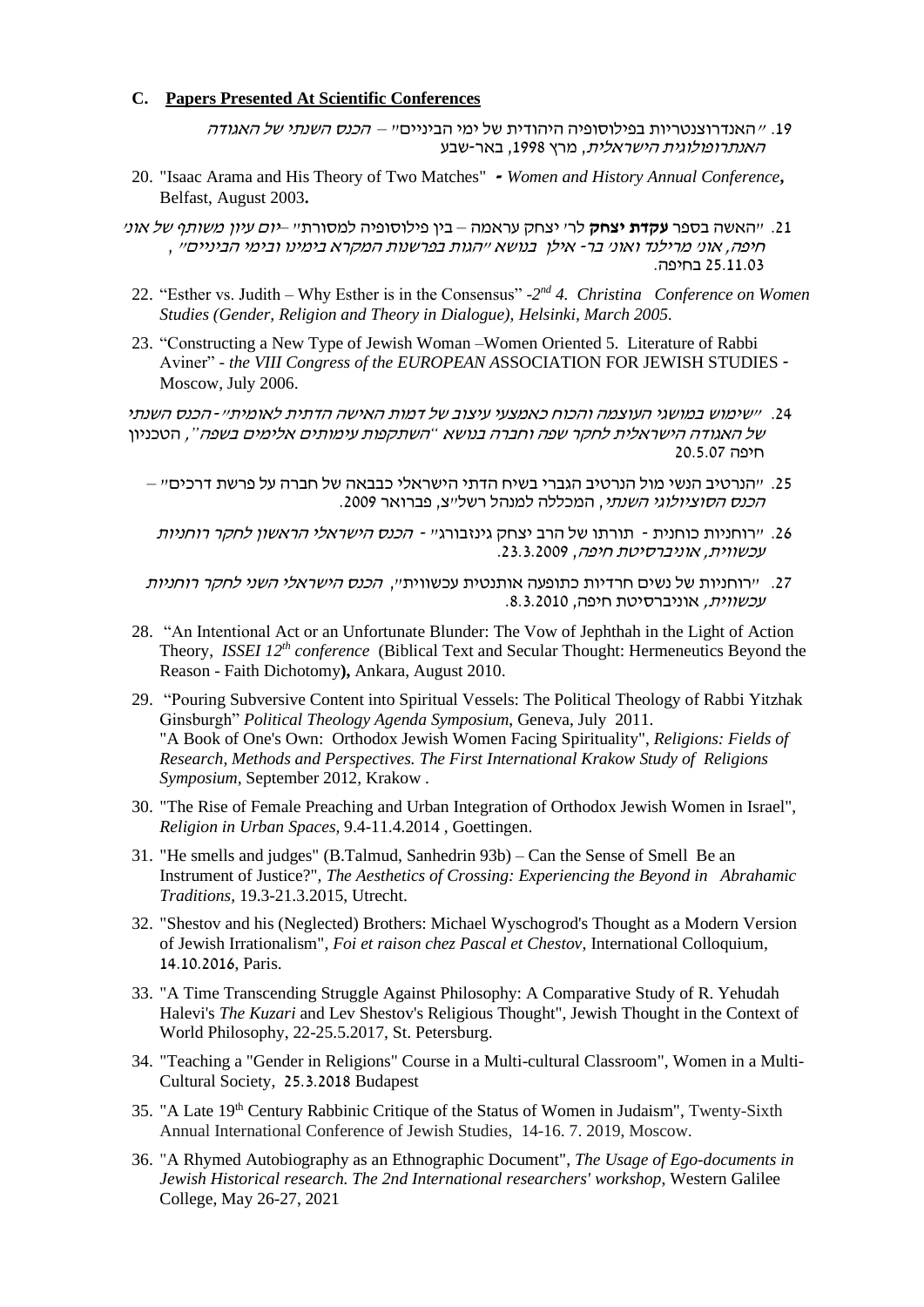### C. Papers Presented At Scientific Conferences

19. "האנדרוצנטריות בפילוסופיה היהודית של ימי הביניים" – *הכנס השנתי של האגודה האנתרופולוגית הישראלית*, מרץ 1998, באר-שבע

20. "Isaac Arama and His Theory of Two Matches" **-** *Women and History Annual Conference***,** Belfast, August 2003**.**

21. "האשה בספר **עקדת יצחק** לר' יצחק עראמה – בין פילוסופיה למסורת" –*יום עיון משותף של אונ' חיפה, אונ' מרילנד ואונ' בר- אילן בנושא "הגות בפרשנות המקרא בימינו ובימי הביניים"* , 25.11.03 בחיפה.

22. "Esther vs. Judith – Why Esther is in the Consensus" -*2nd 4. Christina Conference on Women Studies (Gender, Religion and Theory in Dialogue), Helsinki, March 2005.*

23. "Constructing a New Type of Jewish Woman –Women Oriented 5. Literature of Rabbi Aviner" - *the VIII Congress of the EUROPEAN A*SSOCIATION FOR JEWISH STUDIES - Moscow, July 2006.

24. "שימוש במושגי העוצמה והכוח כאמצעי עיצוב של דמות האישה הדתית לאומית"- *הכנס השנתי של האגודה הישראלית לחקר שפה וחברה בנושא "השתקפות עימותים אלימים בשפה"*, הטכניון חיפה 20.5.07

25. "הנרטיב הנשי מול הנרטיב הגברי בשיח הדתי הישראלי כבבאה של חברה על פרשת דרכים" – *הכנס הסוציולוגי השנתי*, המכללה למנהל רשל"צ, פברואר 2009.

26. "רוחניות כוהנית - תורתו של הרב יצחק גינזבורג" - *הכנס הישראלי הראשון לחקר רוחניות עכשווית, אוניברסיטת חיפה*, 23.3.2009.

27. "רוחניות של נשים חרדיות כתופעה אותנטית עכשווית", *הכנס הישראלי השני לחקר רוחניות עכשווית*, אוניברסיטת חיפה, 8.3.2010.

28. "An Intentional Act or an Unfortunate Blunder: The Vow of Jephthah in the Light of Action Theory, *ISSEI 12th conference* (Biblical Text and Secular Thought: Hermeneutics Beyond the Reason - Faith Dichotomy**)**, Ankara, August 2010.

29. "Pouring Subversive Content into Spiritual Vessels: The Political Theology of Rabbi Yitzhak Ginsburgh" *Political Theology Agenda Symposium*, Geneva, July 2011.
"A Book of One's Own: Orthodox Jewish Women Facing Spirituality", *Religions: Fields of Research, Methods and Perspectives. The First International Krakow Study of Religions Symposium*, September 2012, Krakow .

30. "The Rise of Female Preaching and Urban Integration of Orthodox Jewish Women in Israel", *Religion in Urban Spaces,* 9.4-11.4.2014 , Goettingen.

31. "He smells and judges" (B.Talmud, Sanhedrin 93b) – Can the Sense of Smell Be an Instrument of Justice?", *The Aesthetics of Crossing: Experiencing the Beyond in Abrahamic Traditions,* 19.3-21.3.2015, Utrecht.

32. "Shestov and his (Neglected) Brothers: Michael Wyschogrod's Thought as a Modern Version of Jewish Irrationalism", *Foi et raison chez Pascal et Chestov*, International Colloquium, 14.10.2016, Paris.

33. "A Time Transcending Struggle Against Philosophy: A Comparative Study of R. Yehudah Halevi's *The Kuzari* and Lev Shestov's Religious Thought", Jewish Thought in the Context of World Philosophy, 22-25.5.2017, St. Petersburg.

34. "Teaching a "Gender in Religions" Course in a Multi-cultural Classroom", Women in a Multi-Cultural Society, 25.3.2018 Budapest

35. "A Late 19th Century Rabbinic Critique of the Status of Women in Judaism", Twenty-Sixth Annual International Conference of Jewish Studies, 14-16. 7. 2019, Moscow.

36. "A Rhymed Autobiography as an Ethnographic Document", *The Usage of Ego-documents in Jewish Historical research. The 2nd International researchers' workshop*, Western Galilee College, May 26-27, 2021